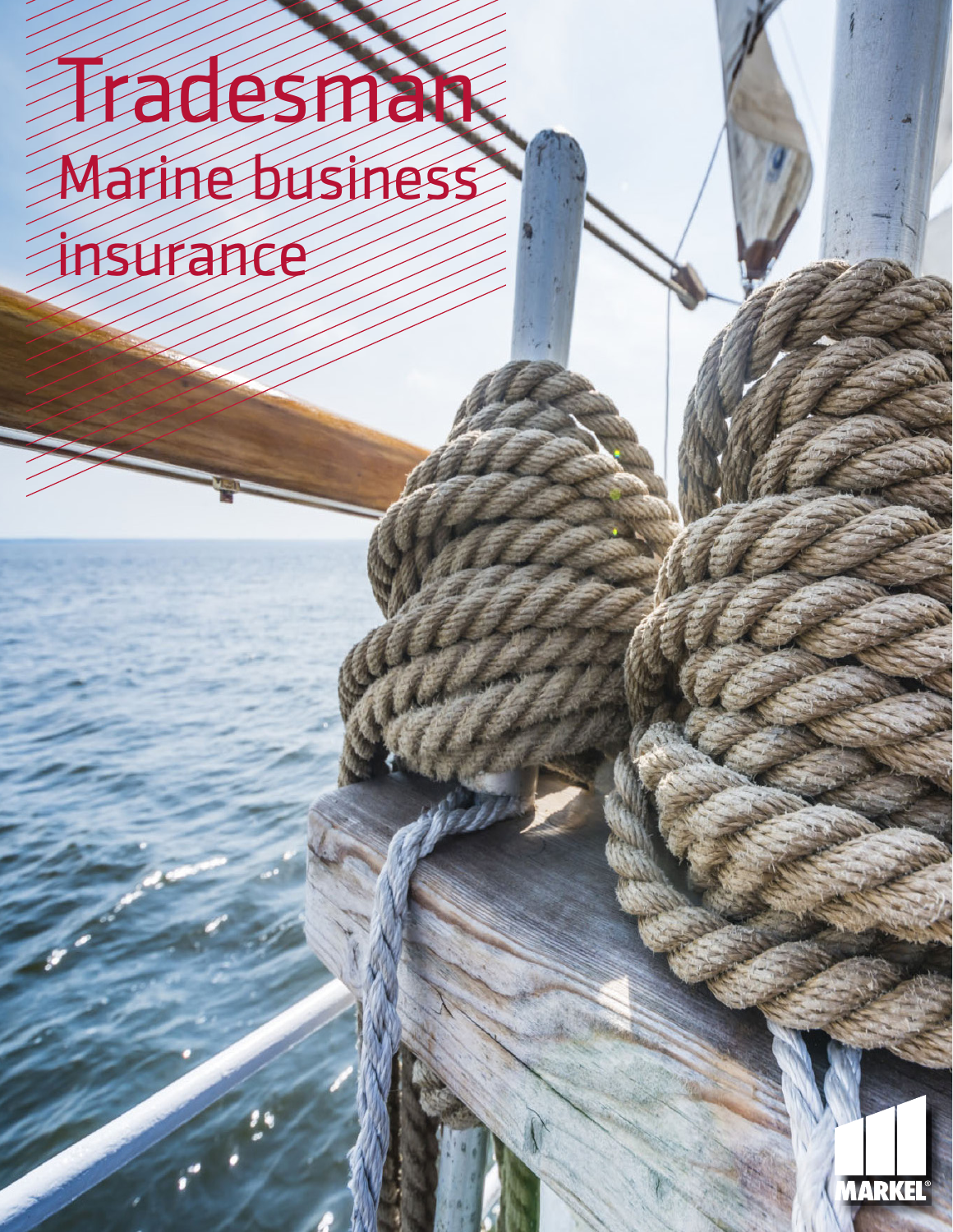# Tradesman

## Marine business insurance

MARKEL®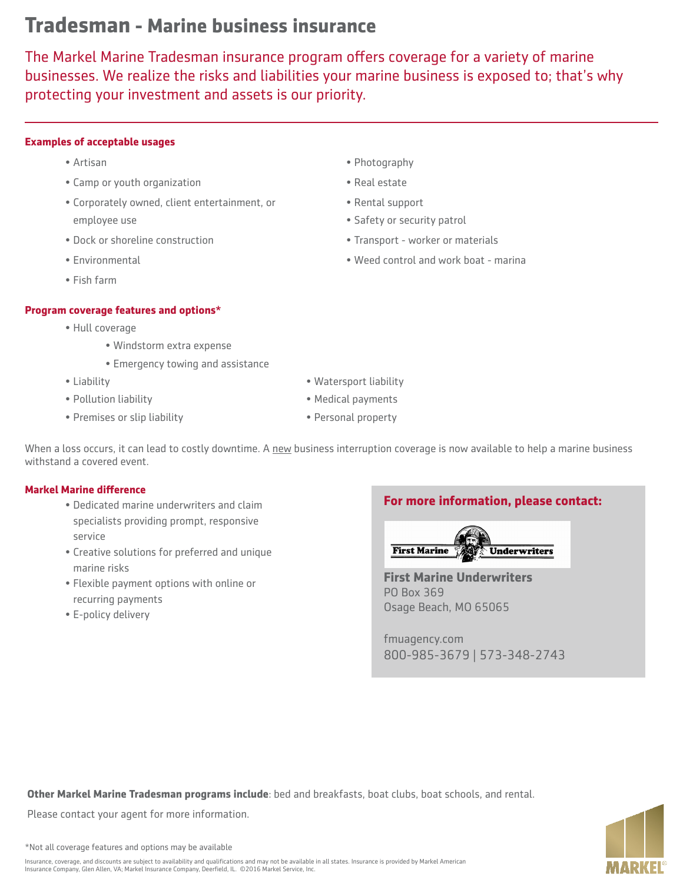# Tradesman - Marine business insurance

The Markel Marine Tradesman insurance program offers coverage for a variety of marine businesses. We realize the risks and liabilities your marine business is exposed to; that's why protecting your investment and assets is our priority.

**Examples of acceptable usages**

- Artisan
- Camp or youth organization
- Corporately owned, client entertainment, or employee use
- Dock or shoreline construction
- Environmental
- Fish farm
- Photography
- Real estate
- Rental support
- Safety or security patrol
- Transport - worker or materials
- Weed control and work boat - marina

**Program coverage features and options***

- Hull coverage
  - Windstorm extra expense
  - Emergency towing and assistance
- Liability
- Pollution liability
- Premises or slip liability
- Watersport liability
- Medical payments
- Personal property

When a loss occurs, it can lead to costly downtime. A new business interruption coverage is now available to help a marine business withstand a covered event.

**Markel Marine difference**

- Dedicated marine underwriters and claim specialists providing prompt, responsive service
- Creative solutions for preferred and unique marine risks
- Flexible payment options with online or recurring payments
- E-policy delivery

**For more information, please contact:**

**First Marine Underwriters**
PO Box 369
Osage Beach, MO 65065

fmuagency.com
800-985-3679 | 573-348-2743

**Other Markel Marine Tradesman programs include**: bed and breakfasts, boat clubs, boat schools, and rental.

Please contact your agent for more information.

*Not all coverage features and options may be available

Insurance, coverage, and discounts are subject to availability and qualifications and may not be available in all states. Insurance is provided by Markel American Insurance Company, Glen Allen, VA; Markel Insurance Company, Deerfield, IL. ©2016 Markel Service, Inc.

MARKEL